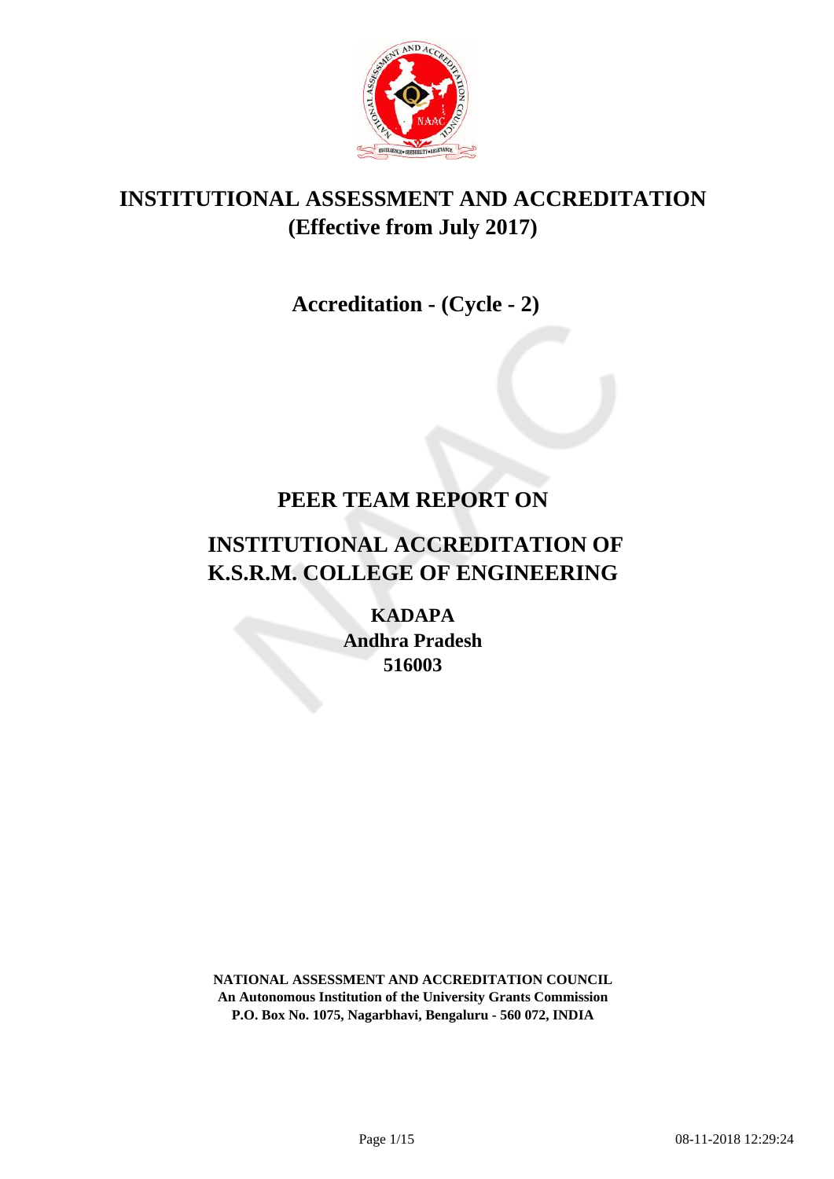# INSTITUTIONAL ASSESSMENT AND ACCREDITATION
# (Effective from July 2017)

## Accreditation - (Cycle - 2)

## PEER TEAM REPORT ON

## INSTITUTIONAL ACCREDITATION OF K.S.R.M. COLLEGE OF ENGINEERING

**KADAPA**
**Andhra Pradesh**
**516003**

**NATIONAL ASSESSMENT AND ACCREDITATION COUNCIL**
**An Autonomous Institution of the University Grants Commission**
**P.O. Box No. 1075, Nagarbhavi, Bengaluru - 560 072, INDIA**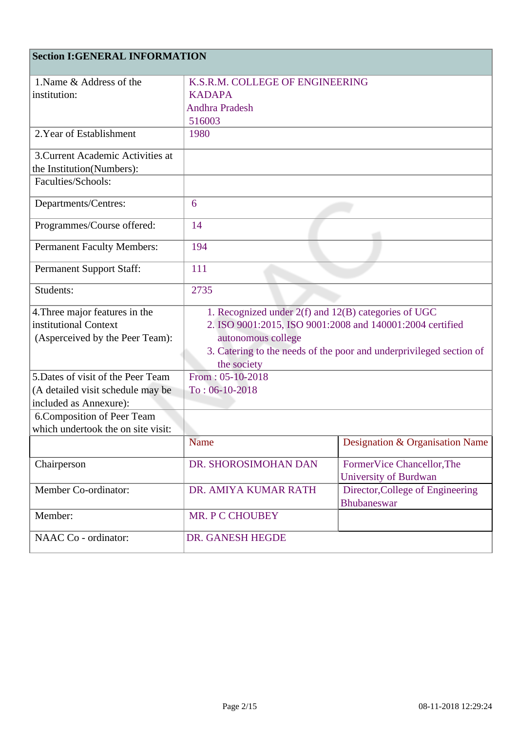## Section I:GENERAL INFORMATION

| | | |
|---|---|---|
| 1.Name & Address of the institution: | K.S.R.M. COLLEGE OF ENGINEERING<br>KADAPA<br>Andhra Pradesh<br>516003 | |
| 2.Year of Establishment | 1980 | |
| 3.Current Academic Activities at the Institution(Numbers): | | |
| Faculties/Schools: | | |
| Departments/Centres: | 6 | |
| Programmes/Course offered: | 14 | |
| Permanent Faculty Members: | 194 | |
| Permanent Support Staff: | 111 | |
| Students: | 2735 | |
| 4.Three major features in the institutional Context (Asperceived by the Peer Team): | 1. Recognized under 2(f) and 12(B) categories of UGC<br>2. ISO 9001:2015, ISO 9001:2008 and 140001:2004 certified autonomous college<br>3. Catering to the needs of the poor and underprivileged section of the society | |
| 5.Dates of visit of the Peer Team (A detailed visit schedule may be included as Annexure): | From : 05-10-2018<br>To : 06-10-2018 | |
| 6.Composition of Peer Team which undertook the on site visit: | | |
| | Name | Designation & Organisation Name |
| Chairperson | DR. SHOROSIMOHAN DAN | FormerVice Chancellor,The University of Burdwan |
| Member Co-ordinator: | DR. AMIYA KUMAR RATH | Director,College of Engineering Bhubaneswar |
| Member: | MR. P C CHOUBEY | |
| NAAC Co - ordinator: | DR. GANESH HEGDE | |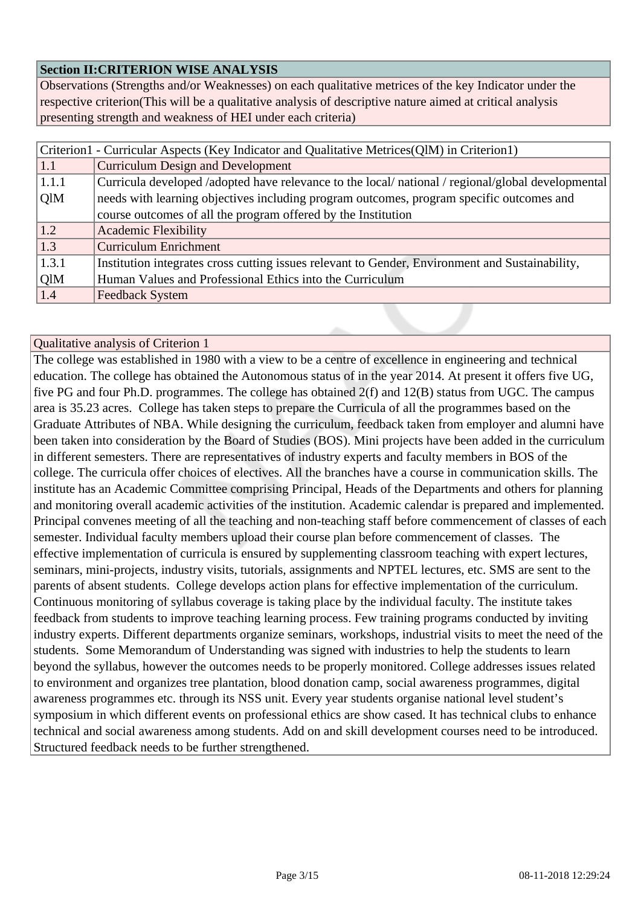| **Section II:CRITERION WISE ANALYSIS** |
| --- |
| Observations (Strengths and/or Weaknesses) on each qualitative metrices of the key Indicator under the respective criterion(This will be a qualitative analysis of descriptive nature aimed at critical analysis presenting strength and weakness of HEI under each criteria) |

| Criterion1 - Curricular Aspects (Key Indicator and Qualitative Metrices(QlM) in Criterion1) | |
| --- | --- |
| 1.1 | Curriculum Design and Development |
| 1.1.1 QlM | Curricula developed /adopted have relevance to the local/ national / regional/global developmental needs with learning objectives including program outcomes, program specific outcomes and course outcomes of all the program offered by the Institution |
| 1.2 | Academic Flexibility |
| 1.3 | Curriculum Enrichment |
| 1.3.1 QlM | Institution integrates cross cutting issues relevant to Gender, Environment and Sustainability, Human Values and Professional Ethics into the Curriculum |
| 1.4 | Feedback System |

| Qualitative analysis of Criterion 1 |
| --- |
| The college was established in 1980 with a view to be a centre of excellence in engineering and technical education. The college has obtained the Autonomous status of in the year 2014. At present it offers five UG, five PG and four Ph.D. programmes. The college has obtained 2(f) and 12(B) status from UGC. The campus area is 35.23 acres. College has taken steps to prepare the Curricula of all the programmes based on the Graduate Attributes of NBA. While designing the curriculum, feedback taken from employer and alumni have been taken into consideration by the Board of Studies (BOS). Mini projects have been added in the curriculum in different semesters. There are representatives of industry experts and faculty members in BOS of the college. The curricula offer choices of electives. All the branches have a course in communication skills. The institute has an Academic Committee comprising Principal, Heads of the Departments and others for planning and monitoring overall academic activities of the institution. Academic calendar is prepared and implemented. Principal convenes meeting of all the teaching and non-teaching staff before commencement of classes of each semester. Individual faculty members upload their course plan before commencement of classes. The effective implementation of curricula is ensured by supplementing classroom teaching with expert lectures, seminars, mini-projects, industry visits, tutorials, assignments and NPTEL lectures, etc. SMS are sent to the parents of absent students. College develops action plans for effective implementation of the curriculum. Continuous monitoring of syllabus coverage is taking place by the individual faculty. The institute takes feedback from students to improve teaching learning process. Few training programs conducted by inviting industry experts. Different departments organize seminars, workshops, industrial visits to meet the need of the students. Some Memorandum of Understanding was signed with industries to help the students to learn beyond the syllabus, however the outcomes needs to be properly monitored. College addresses issues related to environment and organizes tree plantation, blood donation camp, social awareness programmes, digital awareness programmes etc. through its NSS unit. Every year students organise national level student's symposium in which different events on professional ethics are show cased. It has technical clubs to enhance technical and social awareness among students. Add on and skill development courses need to be introduced. Structured feedback needs to be further strengthened. |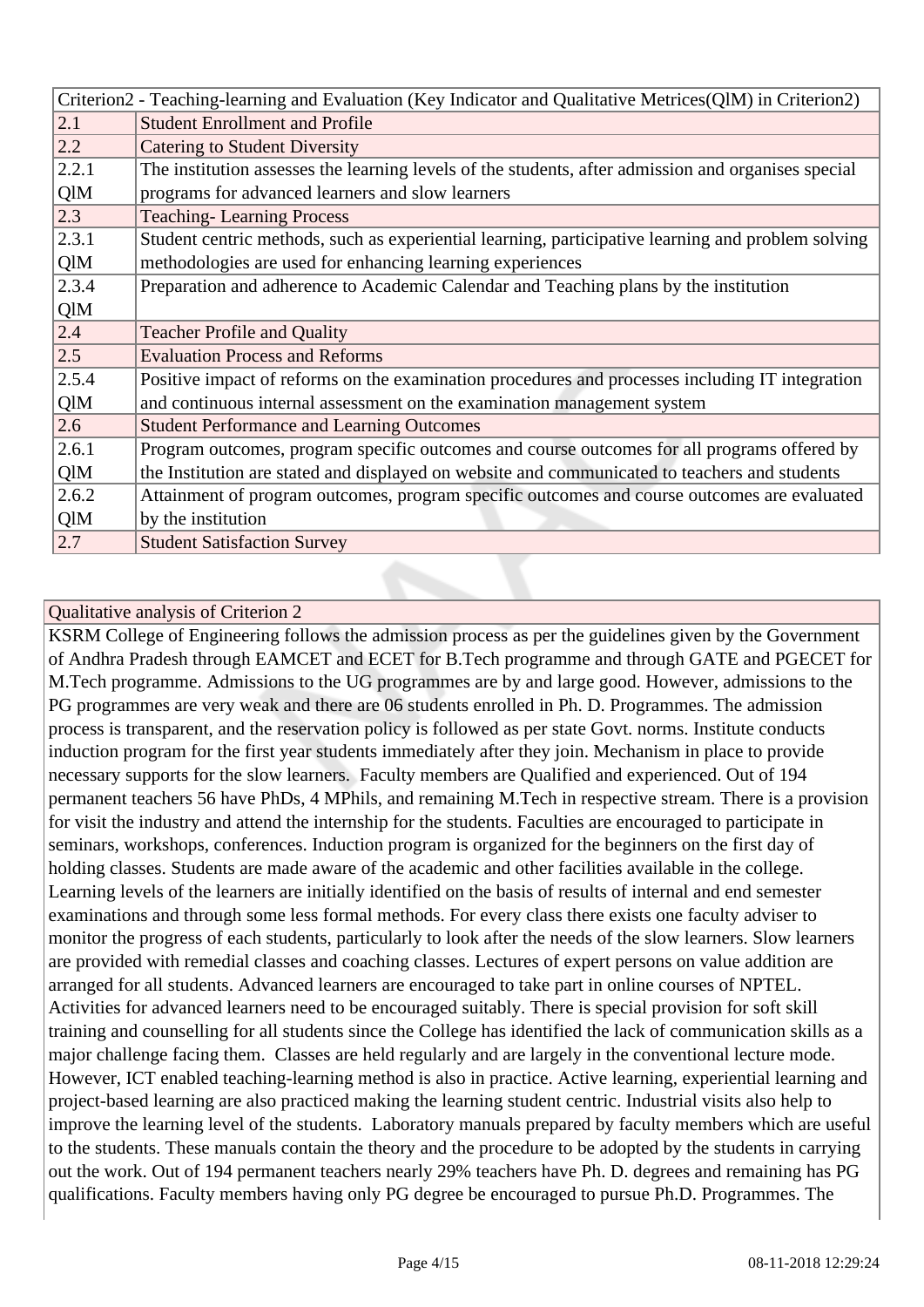| Criterion2 - Teaching-learning and Evaluation (Key Indicator and Qualitative Metrices(QlM) in Criterion2) | |
|---|---|
| 2.1 | Student Enrollment and Profile |
| 2.2 | Catering to Student Diversity |
| 2.2.1 QlM | The institution assesses the learning levels of the students, after admission and organises special programs for advanced learners and slow learners |
| 2.3 | Teaching- Learning Process |
| 2.3.1 QlM | Student centric methods, such as experiential learning, participative learning and problem solving methodologies are used for enhancing learning experiences |
| 2.3.4 QlM | Preparation and adherence to Academic Calendar and Teaching plans by the institution |
| 2.4 | Teacher Profile and Quality |
| 2.5 | Evaluation Process and Reforms |
| 2.5.4 QlM | Positive impact of reforms on the examination procedures and processes including IT integration and continuous internal assessment on the examination management system |
| 2.6 | Student Performance and Learning Outcomes |
| 2.6.1 QlM | Program outcomes, program specific outcomes and course outcomes for all programs offered by the Institution are stated and displayed on website and communicated to teachers and students |
| 2.6.2 QlM | Attainment of program outcomes, program specific outcomes and course outcomes are evaluated by the institution |
| 2.7 | Student Satisfaction Survey |

| Qualitative analysis of Criterion 2 |
|---|
| KSRM College of Engineering follows the admission process as per the guidelines given by the Government of Andhra Pradesh through EAMCET and ECET for B.Tech programme and through GATE and PGECET for M.Tech programme. Admissions to the UG programmes are by and large good. However, admissions to the PG programmes are very weak and there are 06 students enrolled in Ph. D. Programmes. The admission process is transparent, and the reservation policy is followed as per state Govt. norms. Institute conducts induction program for the first year students immediately after they join. Mechanism in place to provide necessary supports for the slow learners. Faculty members are Qualified and experienced. Out of 194 permanent teachers 56 have PhDs, 4 MPhils, and remaining M.Tech in respective stream. There is a provision for visit the industry and attend the internship for the students. Faculties are encouraged to participate in seminars, workshops, conferences. Induction program is organized for the beginners on the first day of holding classes. Students are made aware of the academic and other facilities available in the college. Learning levels of the learners are initially identified on the basis of results of internal and end semester examinations and through some less formal methods. For every class there exists one faculty adviser to monitor the progress of each students, particularly to look after the needs of the slow learners. Slow learners are provided with remedial classes and coaching classes. Lectures of expert persons on value addition are arranged for all students. Advanced learners are encouraged to take part in online courses of NPTEL. Activities for advanced learners need to be encouraged suitably. There is special provision for soft skill training and counselling for all students since the College has identified the lack of communication skills as a major challenge facing them. Classes are held regularly and are largely in the conventional lecture mode. However, ICT enabled teaching-learning method is also in practice. Active learning, experiential learning and project-based learning are also practiced making the learning student centric. Industrial visits also help to improve the learning level of the students. Laboratory manuals prepared by faculty members which are useful to the students. These manuals contain the theory and the procedure to be adopted by the students in carrying out the work. Out of 194 permanent teachers nearly 29% teachers have Ph. D. degrees and remaining has PG qualifications. Faculty members having only PG degree be encouraged to pursue Ph.D. Programmes. The |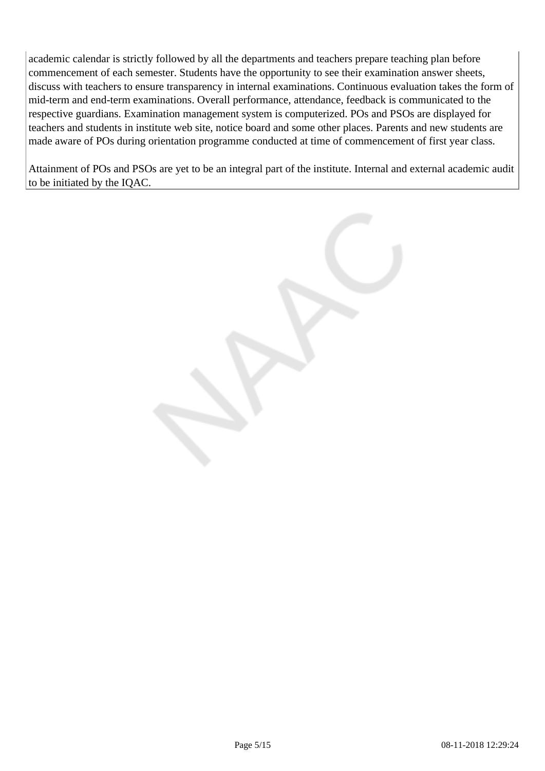academic calendar is strictly followed by all the departments and teachers prepare teaching plan before commencement of each semester. Students have the opportunity to see their examination answer sheets, discuss with teachers to ensure transparency in internal examinations. Continuous evaluation takes the form of mid-term and end-term examinations. Overall performance, attendance, feedback is communicated to the respective guardians. Examination management system is computerized. POs and PSOs are displayed for teachers and students in institute web site, notice board and some other places. Parents and new students are made aware of POs during orientation programme conducted at time of commencement of first year class.

Attainment of POs and PSOs are yet to be an integral part of the institute. Internal and external academic audit to be initiated by the IQAC.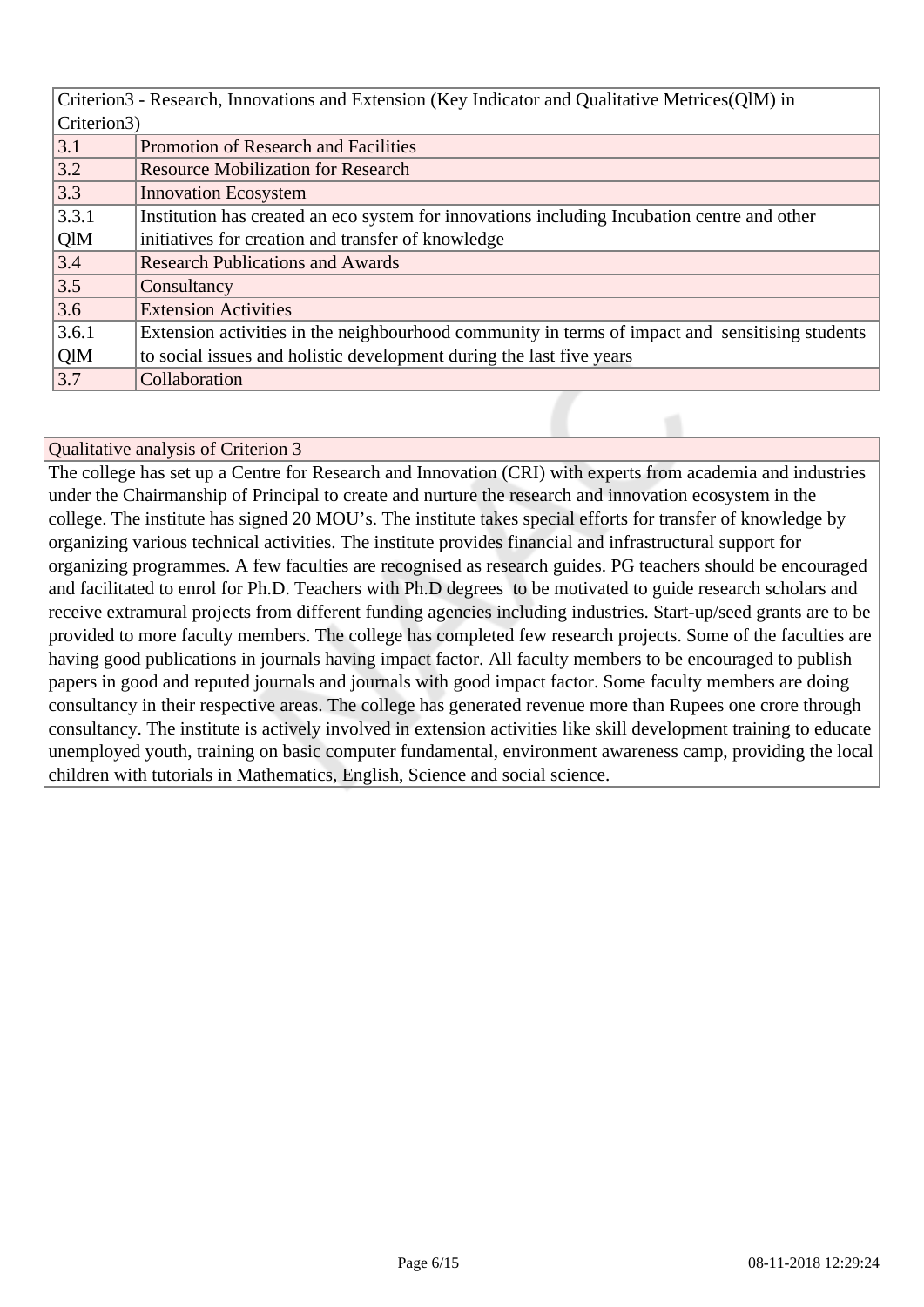| Criterion3 - Research, Innovations and Extension (Key Indicator and Qualitative Metrices(QlM) in Criterion3) | |
|---|---|
| 3.1 | Promotion of Research and Facilities |
| 3.2 | Resource Mobilization for Research |
| 3.3 | Innovation Ecosystem |
| 3.3.1 QlM | Institution has created an eco system for innovations including Incubation centre and other initiatives for creation and transfer of knowledge |
| 3.4 | Research Publications and Awards |
| 3.5 | Consultancy |
| 3.6 | Extension Activities |
| 3.6.1 QlM | Extension activities in the neighbourhood community in terms of impact and sensitising students to social issues and holistic development during the last five years |
| 3.7 | Collaboration |

| Qualitative analysis of Criterion 3 |
|---|
| The college has set up a Centre for Research and Innovation (CRI) with experts from academia and industries under the Chairmanship of Principal to create and nurture the research and innovation ecosystem in the college. The institute has signed 20 MOU's. The institute takes special efforts for transfer of knowledge by organizing various technical activities. The institute provides financial and infrastructural support for organizing programmes. A few faculties are recognised as research guides. PG teachers should be encouraged and facilitated to enrol for Ph.D. Teachers with Ph.D degrees to be motivated to guide research scholars and receive extramural projects from different funding agencies including industries. Start-up/seed grants are to be provided to more faculty members. The college has completed few research projects. Some of the faculties are having good publications in journals having impact factor. All faculty members to be encouraged to publish papers in good and reputed journals and journals with good impact factor. Some faculty members are doing consultancy in their respective areas. The college has generated revenue more than Rupees one crore through consultancy. The institute is actively involved in extension activities like skill development training to educate unemployed youth, training on basic computer fundamental, environment awareness camp, providing the local children with tutorials in Mathematics, English, Science and social science. |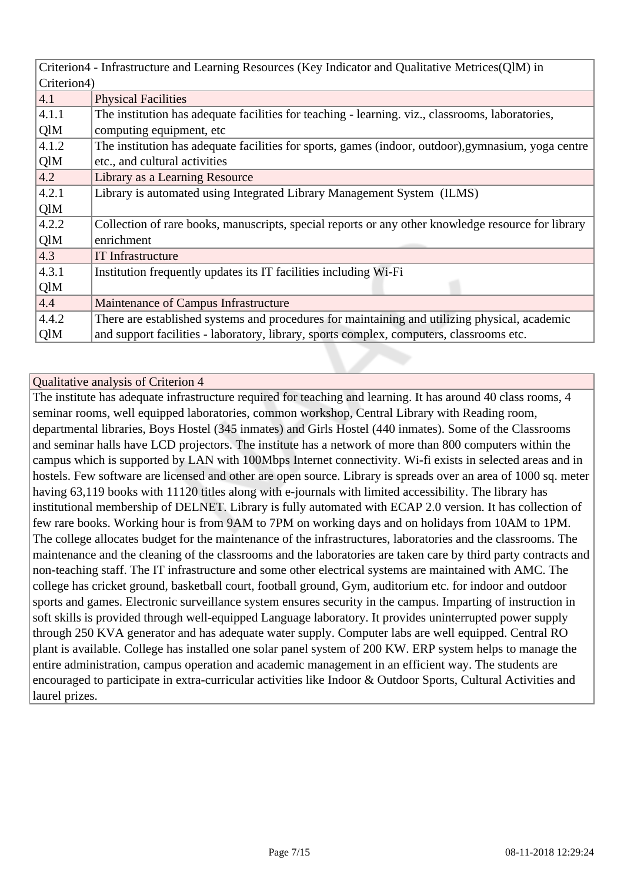| Criterion4 - Infrastructure and Learning Resources (Key Indicator and Qualitative Metrices(QlM) in Criterion4) | |
|---|---|
| 4.1 | Physical Facilities |
| 4.1.1 QlM | The institution has adequate facilities for teaching - learning. viz., classrooms, laboratories, computing equipment, etc |
| 4.1.2 QlM | The institution has adequate facilities for sports, games (indoor, outdoor),gymnasium, yoga centre etc., and cultural activities |
| 4.2 | Library as a Learning Resource |
| 4.2.1 QlM | Library is automated using Integrated Library Management System (ILMS) |
| 4.2.2 QlM | Collection of rare books, manuscripts, special reports or any other knowledge resource for library enrichment |
| 4.3 | IT Infrastructure |
| 4.3.1 QlM | Institution frequently updates its IT facilities including Wi-Fi |
| 4.4 | Maintenance of Campus Infrastructure |
| 4.4.2 QlM | There are established systems and procedures for maintaining and utilizing physical, academic and support facilities - laboratory, library, sports complex, computers, classrooms etc. |

| Qualitative analysis of Criterion 4 |
|---|
| The institute has adequate infrastructure required for teaching and learning. It has around 40 class rooms, 4 seminar rooms, well equipped laboratories, common workshop, Central Library with Reading room, departmental libraries, Boys Hostel (345 inmates) and Girls Hostel (440 inmates). Some of the Classrooms and seminar halls have LCD projectors. The institute has a network of more than 800 computers within the campus which is supported by LAN with 100Mbps Internet connectivity. Wi-fi exists in selected areas and in hostels. Few software are licensed and other are open source. Library is spreads over an area of 1000 sq. meter having 63,119 books with 11120 titles along with e-journals with limited accessibility. The library has institutional membership of DELNET. Library is fully automated with ECAP 2.0 version. It has collection of few rare books. Working hour is from 9AM to 7PM on working days and on holidays from 10AM to 1PM. The college allocates budget for the maintenance of the infrastructures, laboratories and the classrooms. The maintenance and the cleaning of the classrooms and the laboratories are taken care by third party contracts and non-teaching staff. The IT infrastructure and some other electrical systems are maintained with AMC. The college has cricket ground, basketball court, football ground, Gym, auditorium etc. for indoor and outdoor sports and games. Electronic surveillance system ensures security in the campus. Imparting of instruction in soft skills is provided through well-equipped Language laboratory. It provides uninterrupted power supply through 250 KVA generator and has adequate water supply. Computer labs are well equipped. Central RO plant is available. College has installed one solar panel system of 200 KW. ERP system helps to manage the entire administration, campus operation and academic management in an efficient way. The students are encouraged to participate in extra-curricular activities like Indoor & Outdoor Sports, Cultural Activities and laurel prizes. |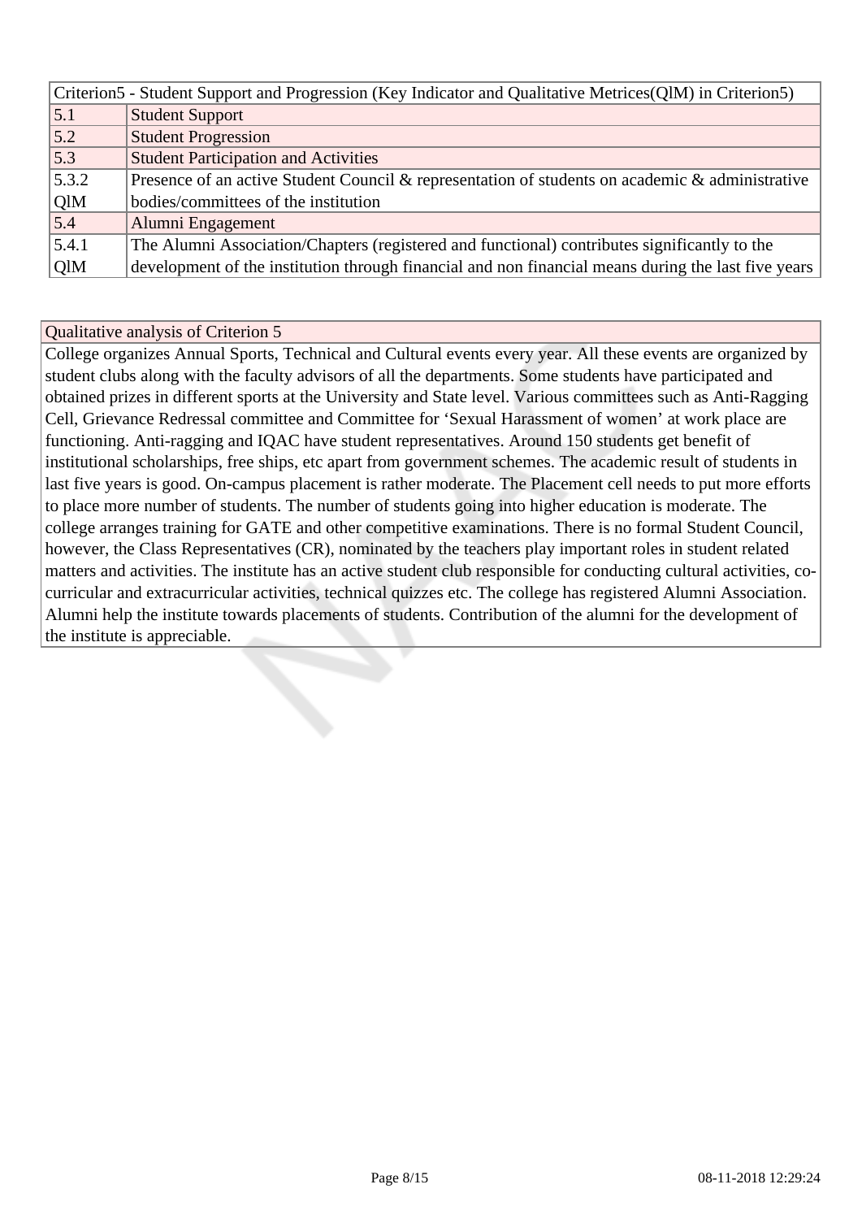| Criterion5 - Student Support and Progression (Key Indicator and Qualitative Metrices(QlM) in Criterion5) | |
|---|---|
| 5.1 | Student Support |
| 5.2 | Student Progression |
| 5.3 | Student Participation and Activities |
| 5.3.2 QlM | Presence of an active Student Council & representation of students on academic & administrative bodies/committees of the institution |
| 5.4 | Alumni Engagement |
| 5.4.1 QlM | The Alumni Association/Chapters (registered and functional) contributes significantly to the development of the institution through financial and non financial means during the last five years |

| Qualitative analysis of Criterion 5 |
|---|
| College organizes Annual Sports, Technical and Cultural events every year. All these events are organized by student clubs along with the faculty advisors of all the departments. Some students have participated and obtained prizes in different sports at the University and State level. Various committees such as Anti-Ragging Cell, Grievance Redressal committee and Committee for 'Sexual Harassment of women' at work place are functioning. Anti-ragging and IQAC have student representatives. Around 150 students get benefit of institutional scholarships, free ships, etc apart from government schemes. The academic result of students in last five years is good. On-campus placement is rather moderate. The Placement cell needs to put more efforts to place more number of students. The number of students going into higher education is moderate. The college arranges training for GATE and other competitive examinations. There is no formal Student Council, however, the Class Representatives (CR), nominated by the teachers play important roles in student related matters and activities. The institute has an active student club responsible for conducting cultural activities, co-curricular and extracurricular activities, technical quizzes etc. The college has registered Alumni Association. Alumni help the institute towards placements of students. Contribution of the alumni for the development of the institute is appreciable. |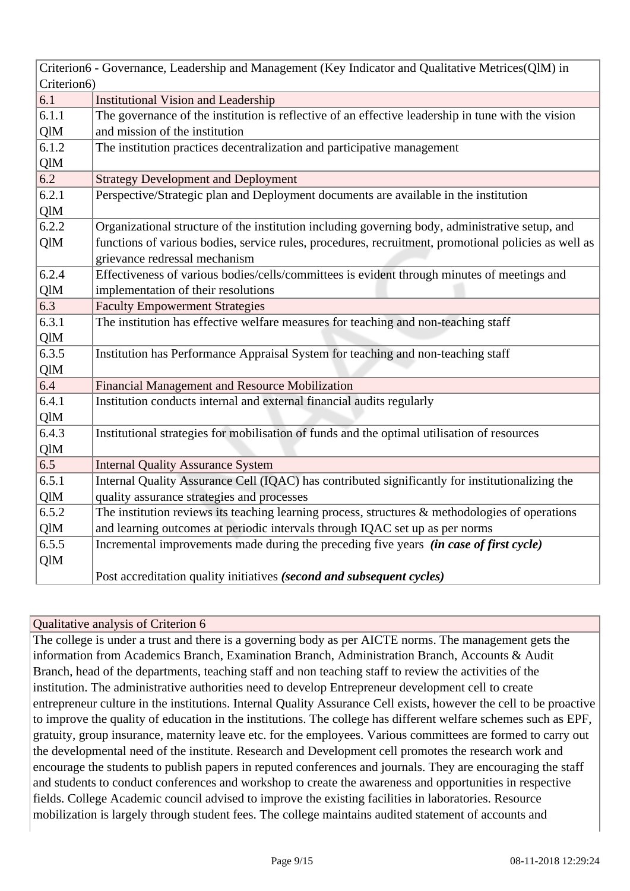| Criterion6 - Governance, Leadership and Management (Key Indicator and Qualitative Metrices(QlM) in Criterion6) | |
|---|---|
| 6.1 | Institutional Vision and Leadership |
| 6.1.1 QlM | The governance of the institution is reflective of an effective leadership in tune with the vision and mission of the institution |
| 6.1.2 QlM | The institution practices decentralization and participative management |
| 6.2 | Strategy Development and Deployment |
| 6.2.1 QlM | Perspective/Strategic plan and Deployment documents are available in the institution |
| 6.2.2 QlM | Organizational structure of the institution including governing body, administrative setup, and functions of various bodies, service rules, procedures, recruitment, promotional policies as well as grievance redressal mechanism |
| 6.2.4 QlM | Effectiveness of various bodies/cells/committees is evident through minutes of meetings and implementation of their resolutions |
| 6.3 | Faculty Empowerment Strategies |
| 6.3.1 QlM | The institution has effective welfare measures for teaching and non-teaching staff |
| 6.3.5 QlM | Institution has Performance Appraisal System for teaching and non-teaching staff |
| 6.4 | Financial Management and Resource Mobilization |
| 6.4.1 QlM | Institution conducts internal and external financial audits regularly |
| 6.4.3 QlM | Institutional strategies for mobilisation of funds and the optimal utilisation of resources |
| 6.5 | Internal Quality Assurance System |
| 6.5.1 QlM | Internal Quality Assurance Cell (IQAC) has contributed significantly for institutionalizing the quality assurance strategies and processes |
| 6.5.2 QlM | The institution reviews its teaching learning process, structures & methodologies of operations and learning outcomes at periodic intervals through IQAC set up as per norms |
| 6.5.5 QlM | Incremental improvements made during the preceding five years ***(in case of first cycle)*** <br><br> Post accreditation quality initiatives ***(second and subsequent cycles)*** |

| Qualitative analysis of Criterion 6 |
|---|
| The college is under a trust and there is a governing body as per AICTE norms. The management gets the information from Academics Branch, Examination Branch, Administration Branch, Accounts & Audit Branch, head of the departments, teaching staff and non teaching staff to review the activities of the institution. The administrative authorities need to develop Entrepreneur development cell to create entrepreneur culture in the institutions. Internal Quality Assurance Cell exists, however the cell to be proactive to improve the quality of education in the institutions. The college has different welfare schemes such as EPF, gratuity, group insurance, maternity leave etc. for the employees. Various committees are formed to carry out the developmental need of the institute. Research and Development cell promotes the research work and encourage the students to publish papers in reputed conferences and journals. They are encouraging the staff and students to conduct conferences and workshop to create the awareness and opportunities in respective fields. College Academic council advised to improve the existing facilities in laboratories. Resource mobilization is largely through student fees. The college maintains audited statement of accounts and |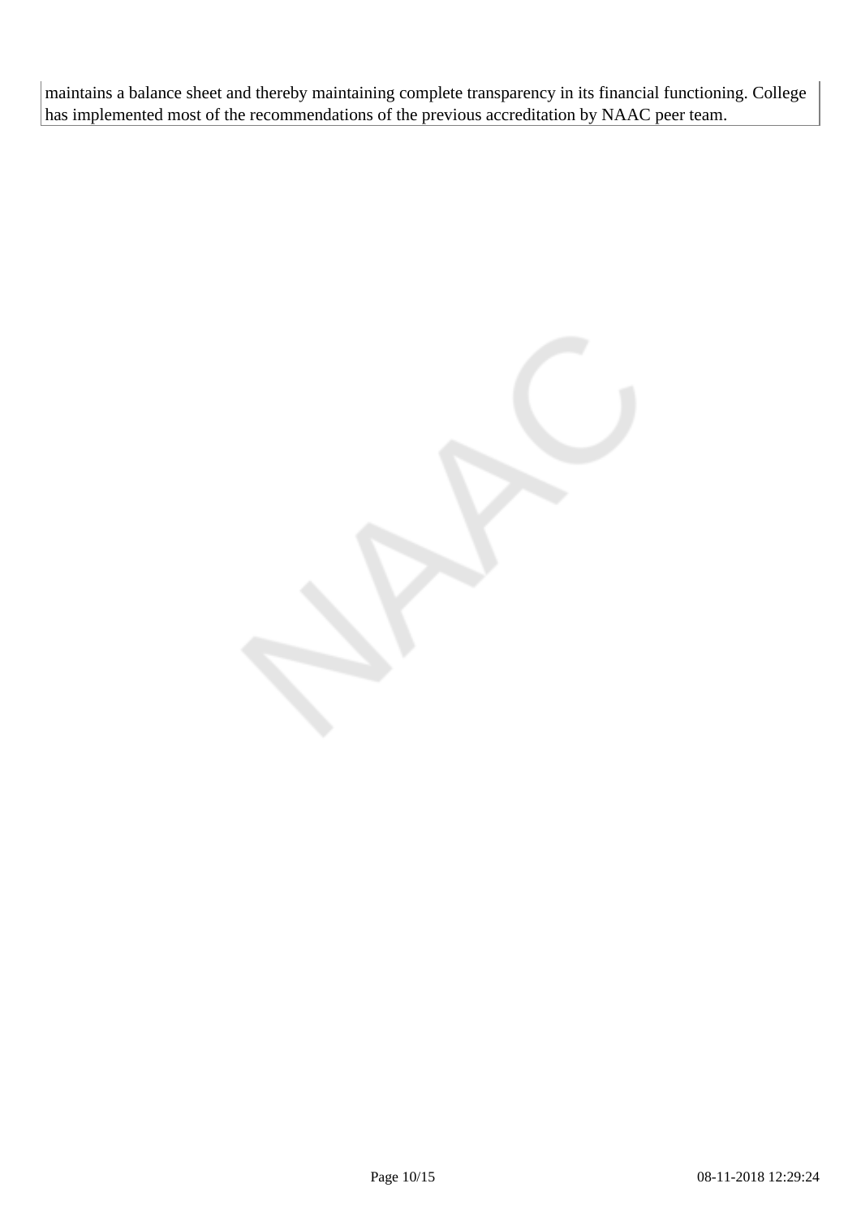maintains a balance sheet and thereby maintaining complete transparency in its financial functioning. College has implemented most of the recommendations of the previous accreditation by NAAC peer team.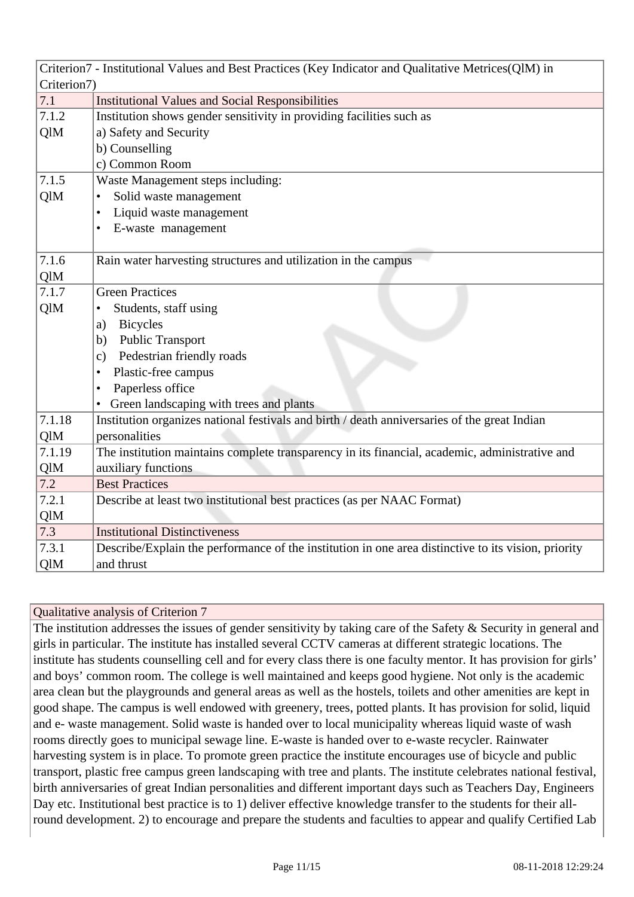| Criterion7 - Institutional Values and Best Practices (Key Indicator and Qualitative Metrices(QlM) in Criterion7) | |
|---|---|
| 7.1 | Institutional Values and Social Responsibilities |
| 7.1.2 QlM | Institution shows gender sensitivity in providing facilities such as<br>a) Safety and Security<br>b) Counselling<br>c) Common Room |
| 7.1.5 QlM | Waste Management steps including:<br>• Solid waste management<br>• Liquid waste management<br>• E-waste management |
| 7.1.6 QlM | Rain water harvesting structures and utilization in the campus |
| 7.1.7 QlM | Green Practices<br>• Students, staff using<br>a) Bicycles<br>b) Public Transport<br>c) Pedestrian friendly roads<br>• Plastic-free campus<br>• Paperless office<br>• Green landscaping with trees and plants |
| 7.1.18 QlM | Institution organizes national festivals and birth / death anniversaries of the great Indian personalities |
| 7.1.19 QlM | The institution maintains complete transparency in its financial, academic, administrative and auxiliary functions |
| 7.2 | Best Practices |
| 7.2.1 QlM | Describe at least two institutional best practices (as per NAAC Format) |
| 7.3 | Institutional Distinctiveness |
| 7.3.1 QlM | Describe/Explain the performance of the institution in one area distinctive to its vision, priority and thrust |

| Qualitative analysis of Criterion 7 |
|---|
| The institution addresses the issues of gender sensitivity by taking care of the Safety & Security in general and girls in particular. The institute has installed several CCTV cameras at different strategic locations. The institute has students counselling cell and for every class there is one faculty mentor. It has provision for girls' and boys' common room. The college is well maintained and keeps good hygiene. Not only is the academic area clean but the playgrounds and general areas as well as the hostels, toilets and other amenities are kept in good shape. The campus is well endowed with greenery, trees, potted plants. It has provision for solid, liquid and e- waste management. Solid waste is handed over to local municipality whereas liquid waste of wash rooms directly goes to municipal sewage line. E-waste is handed over to e-waste recycler. Rainwater harvesting system is in place. To promote green practice the institute encourages use of bicycle and public transport, plastic free campus green landscaping with tree and plants. The institute celebrates national festival, birth anniversaries of great Indian personalities and different important days such as Teachers Day, Engineers Day etc. Institutional best practice is to 1) deliver effective knowledge transfer to the students for their all-round development. 2) to encourage and prepare the students and faculties to appear and qualify Certified Lab |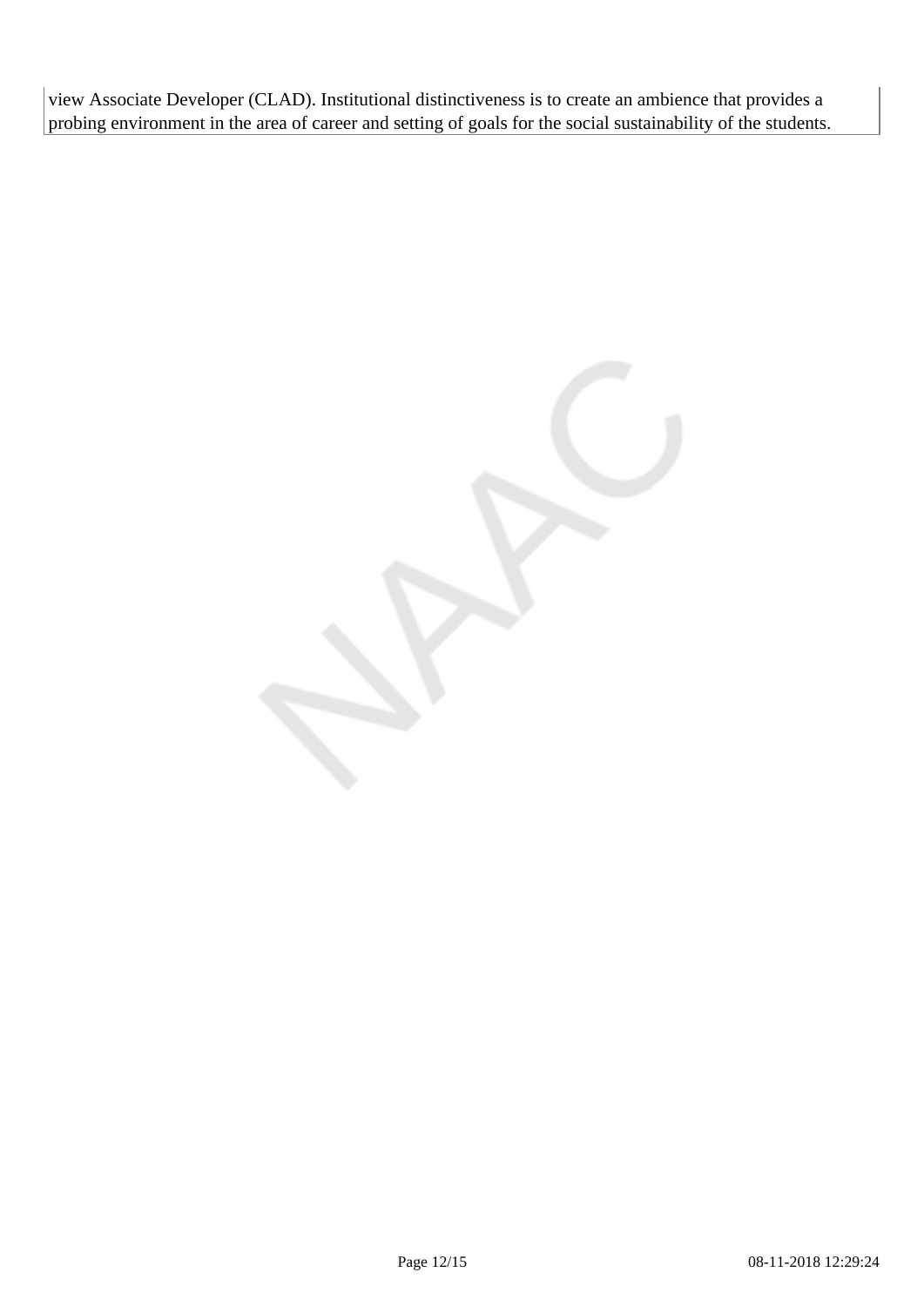view Associate Developer (CLAD). Institutional distinctiveness is to create an ambience that provides a probing environment in the area of career and setting of goals for the social sustainability of the students.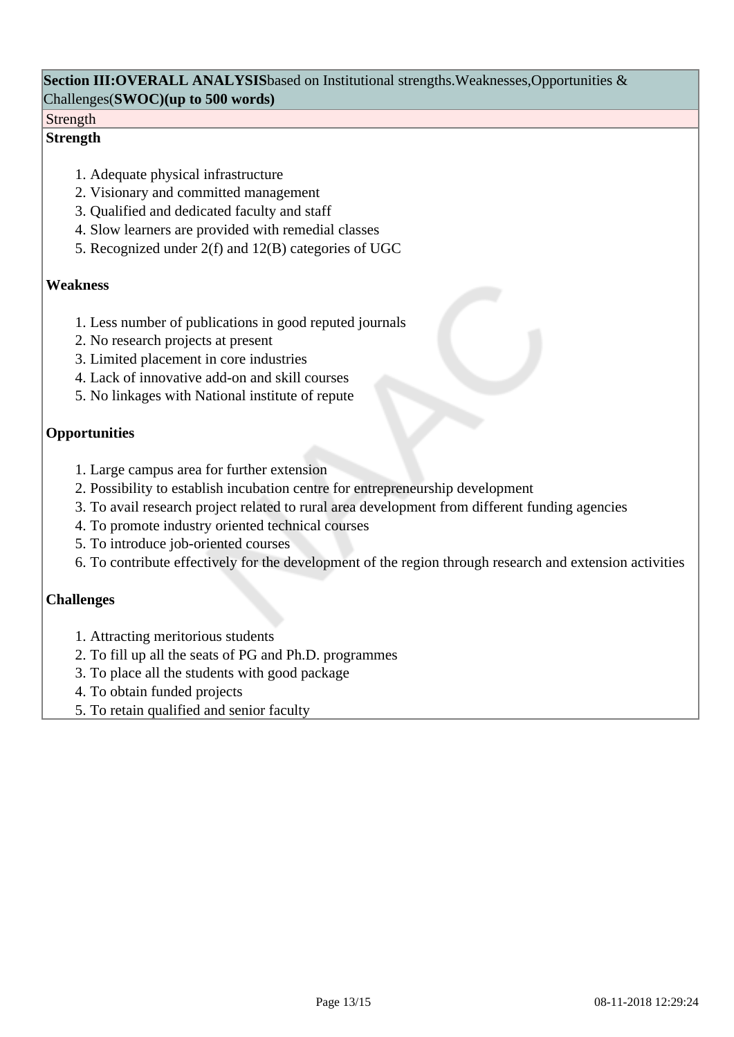**Section III:OVERALL ANALYSIS**based on Institutional strengths.Weaknesses,Opportunities & Challenges(**SWOC)(up to 500 words)**

Strength

**Strength**

1. Adequate physical infrastructure
2. Visionary and committed management
3. Qualified and dedicated faculty and staff
4. Slow learners are provided with remedial classes
5. Recognized under 2(f) and 12(B) categories of UGC

**Weakness**

1. Less number of publications in good reputed journals
2. No research projects at present
3. Limited placement in core industries
4. Lack of innovative add-on and skill courses
5. No linkages with National institute of repute

**Opportunities**

1. Large campus area for further extension
2. Possibility to establish incubation centre for entrepreneurship development
3. To avail research project related to rural area development from different funding agencies
4. To promote industry oriented technical courses
5. To introduce job-oriented courses
6. To contribute effectively for the development of the region through research and extension activities

**Challenges**

1. Attracting meritorious students
2. To fill up all the seats of PG and Ph.D. programmes
3. To place all the students with good package
4. To obtain funded projects
5. To retain qualified and senior faculty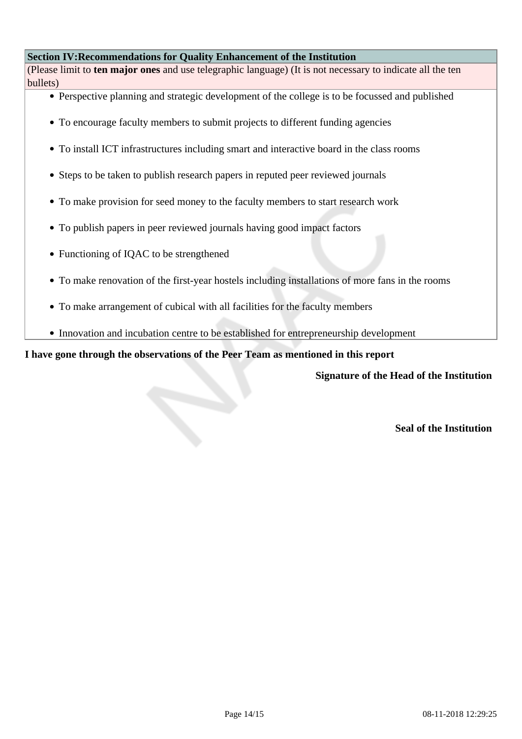| Section IV:Recommendations for Quality Enhancement of the Institution |
|---|
| (Please limit to **ten major ones** and use telegraphic language) (It is not necessary to indicate all the ten bullets) |
| • Perspective planning and strategic development of the college is to be focussed and published<br>• To encourage faculty members to submit projects to different funding agencies<br>• To install ICT infrastructures including smart and interactive board in the class rooms<br>• Steps to be taken to publish research papers in reputed peer reviewed journals<br>• To make provision for seed money to the faculty members to start research work<br>• To publish papers in peer reviewed journals having good impact factors<br>• Functioning of IQAC to be strengthened<br>• To make renovation of the first-year hostels including installations of more fans in the rooms<br>• To make arrangement of cubical with all facilities for the faculty members<br>• Innovation and incubation centre to be established for entrepreneurship development |

**I have gone through the observations of the Peer Team as mentioned in this report**

**Signature of the Head of the Institution**

**Seal of the Institution**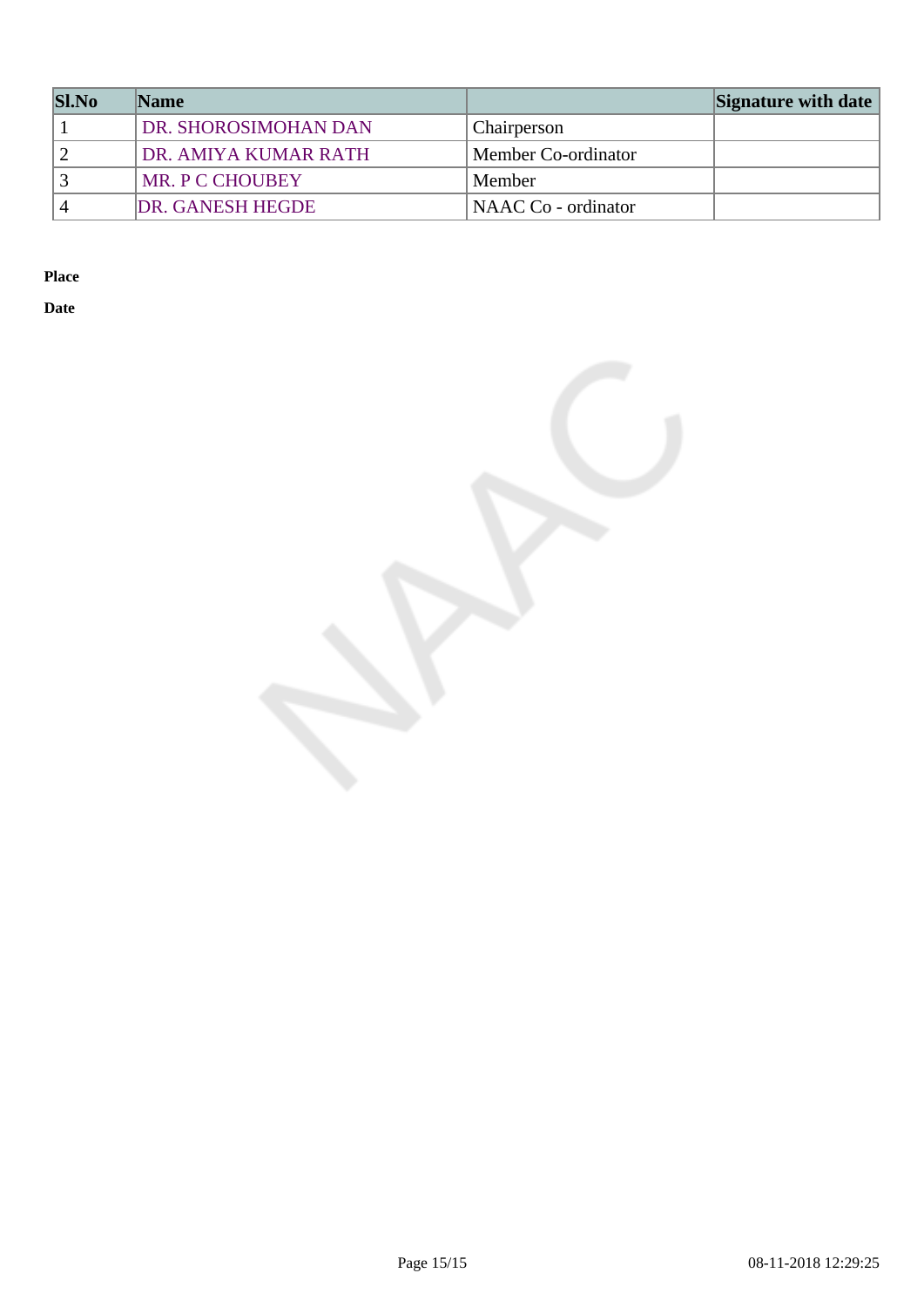| Sl.No | Name | | Signature with date |
|---|---|---|---|
| 1 | DR. SHOROSIMOHAN DAN | Chairperson | |
| 2 | DR. AMIYA KUMAR RATH | Member Co-ordinator | |
| 3 | MR. P C CHOUBEY | Member | |
| 4 | DR. GANESH HEGDE | NAAC Co - ordinator | |

**Place**

**Date**